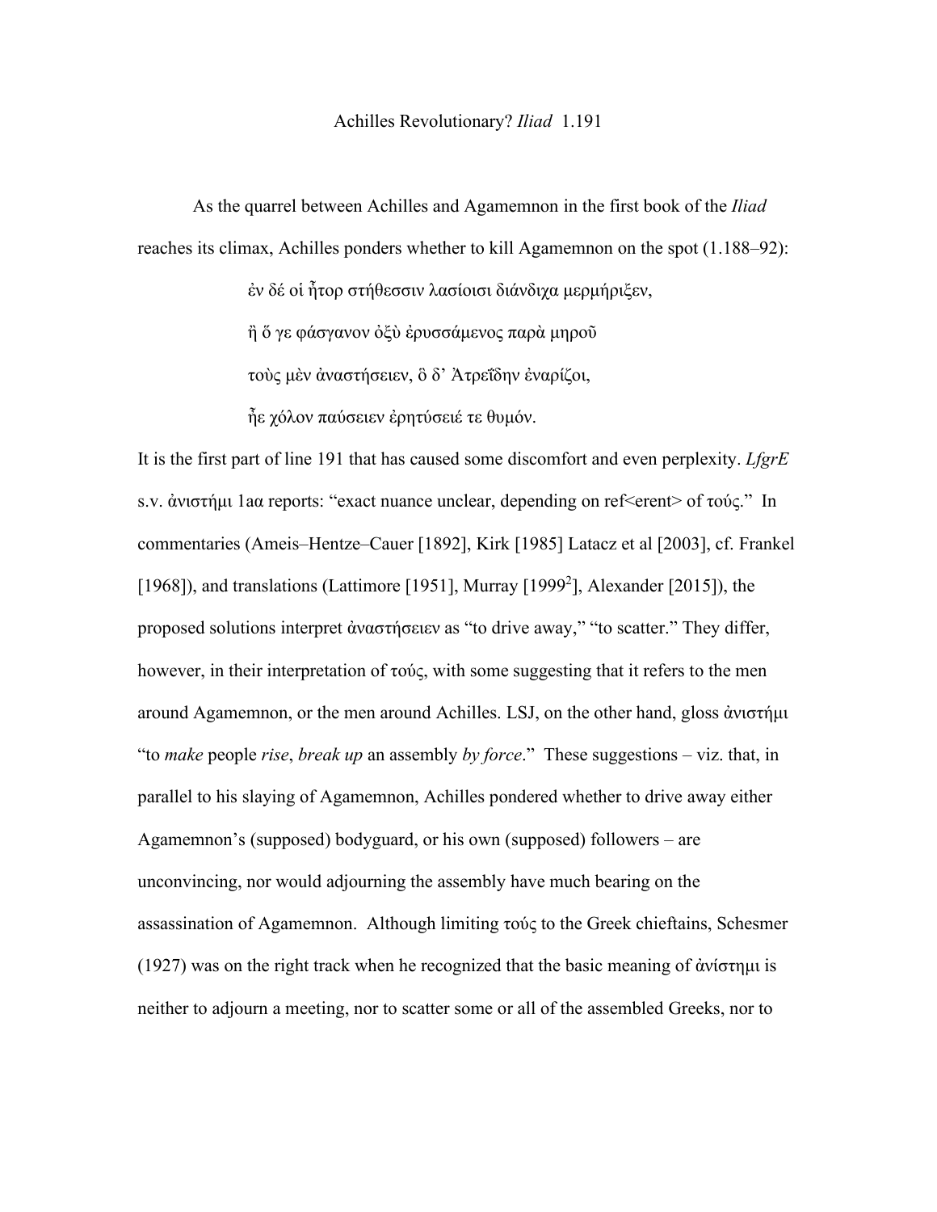# Achilles Revolutionary? *Iliad* 1.191

As the quarrel between Achilles and Agamemnon in the first book of the *Iliad* reaches its climax, Achilles ponders whether to kill Agamemnon on the spot (1.188–92):

> ἐν δέ οἱ ἦτορ στήθεσσιν λασίοισι διάνδιχα μερμήριξεν,
>
> ἢ ὅ γε φάσγανον ὀξὺ ἐρυσσάμενος παρὰ μηροῦ
>
> τοὺς μὲν ἀναστήσειεν, ὃ δ' Ἀτρεΐδην ἐναρίζοι,
>
> ἦε χόλον παύσειεν ἐρητύσειέ τε θυμόν.

It is the first part of line 191 that has caused some discomfort and even perplexity. *LfgrE* s.v. ἀνιστήμι 1aα reports: "exact nuance unclear, depending on ref<erent> of τούς." In commentaries (Ameis–Hentze–Cauer [1892], Kirk [1985] Latacz et al [2003], cf. Frankel [1968]), and translations (Lattimore [1951], Murray [1999[2]], Alexander [2015]), the proposed solutions interpret ἀναστήσειεν as "to drive away," "to scatter." They differ, however, in their interpretation of τούς, with some suggesting that it refers to the men around Agamemnon, or the men around Achilles. LSJ, on the other hand, gloss ἀνιστήμι "to *make* people *rise*, *break up* an assembly *by force*." These suggestions – viz. that, in parallel to his slaying of Agamemnon, Achilles pondered whether to drive away either Agamemnon's (supposed) bodyguard, or his own (supposed) followers – are unconvincing, nor would adjourning the assembly have much bearing on the assassination of Agamemnon. Although limiting τούς to the Greek chieftains, Schesmer (1927) was on the right track when he recognized that the basic meaning of ἀνίστημι is neither to adjourn a meeting, nor to scatter some or all of the assembled Greeks, nor to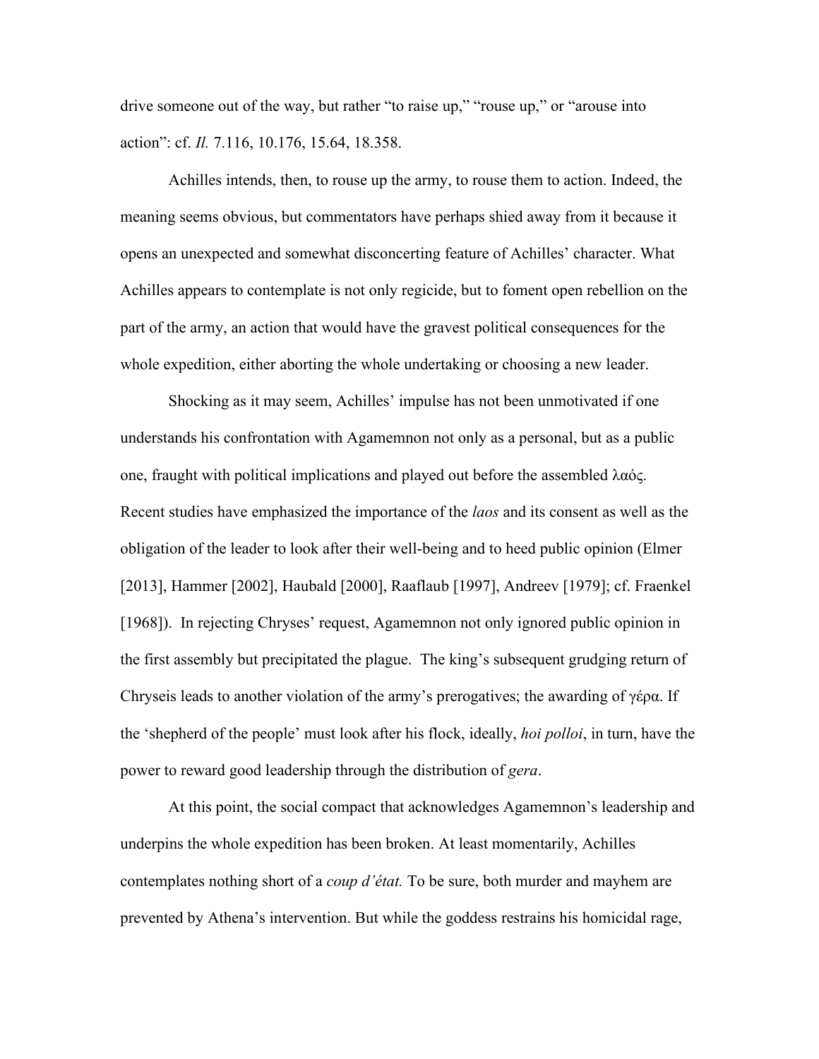drive someone out of the way, but rather “to raise up,” “rouse up,” or “arouse into action”: cf. *Il.* 7.116, 10.176, 15.64, 18.358.

Achilles intends, then, to rouse up the army, to rouse them to action. Indeed, the meaning seems obvious, but commentators have perhaps shied away from it because it opens an unexpected and somewhat disconcerting feature of Achilles’ character. What Achilles appears to contemplate is not only regicide, but to foment open rebellion on the part of the army, an action that would have the gravest political consequences for the whole expedition, either aborting the whole undertaking or choosing a new leader.

Shocking as it may seem, Achilles’ impulse has not been unmotivated if one understands his confrontation with Agamemnon not only as a personal, but as a public one, fraught with political implications and played out before the assembled λαός. Recent studies have emphasized the importance of the *laos* and its consent as well as the obligation of the leader to look after their well-being and to heed public opinion (Elmer [2013], Hammer [2002], Haubald [2000], Raaflaub [1997], Andreev [1979]; cf. Fraenkel [1968]). In rejecting Chryses’ request, Agamemnon not only ignored public opinion in the first assembly but precipitated the plague. The king’s subsequent grudging return of Chryseis leads to another violation of the army’s prerogatives; the awarding of γέρα. If the ‘shepherd of the people’ must look after his flock, ideally, *hoi polloi*, in turn, have the power to reward good leadership through the distribution of *gera*.

At this point, the social compact that acknowledges Agamemnon’s leadership and underpins the whole expedition has been broken. At least momentarily, Achilles contemplates nothing short of a *coup d’état.* To be sure, both murder and mayhem are prevented by Athena’s intervention. But while the goddess restrains his homicidal rage,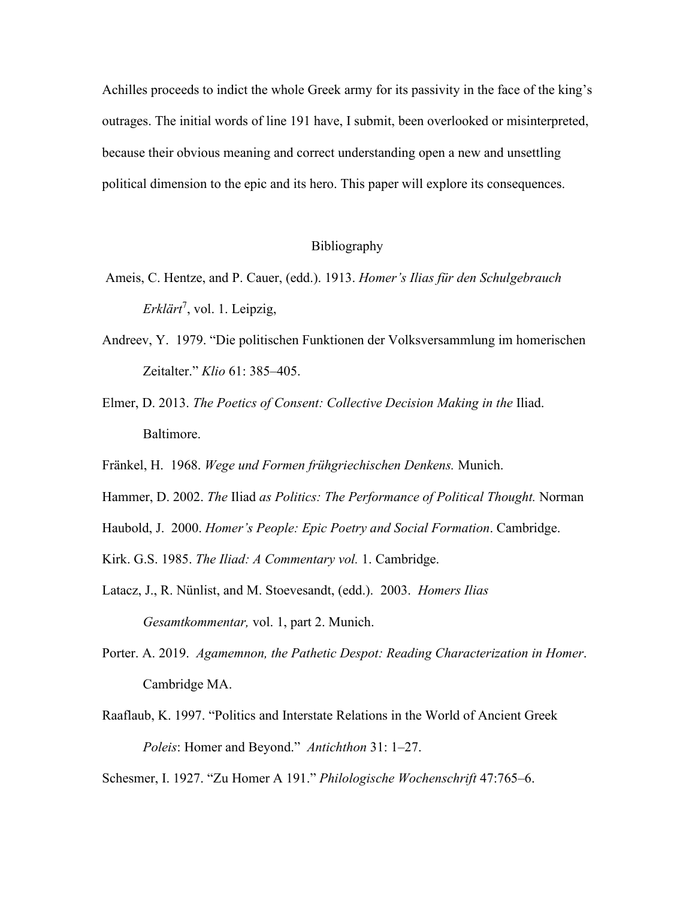Achilles proceeds to indict the whole Greek army for its passivity in the face of the king's outrages. The initial words of line 191 have, I submit, been overlooked or misinterpreted, because their obvious meaning and correct understanding open a new and unsettling political dimension to the epic and its hero. This paper will explore its consequences.

## Bibliography

Ameis, C. Hentze, and P. Cauer, (edd.). 1913. *Homer's Ilias für den Schulgebrauch Erklärt*[7], vol. 1. Leipzig,

Andreev, Y. 1979. "Die politischen Funktionen der Volksversammlung im homerischen Zeitalter." *Klio* 61: 385–405.

Elmer, D. 2013. *The Poetics of Consent: Collective Decision Making in the* Iliad. Baltimore.

Fränkel, H. 1968. *Wege und Formen frühgriechischen Denkens.* Munich.

Hammer, D. 2002. *The* Iliad *as Politics: The Performance of Political Thought.* Norman

Haubold, J. 2000. *Homer's People: Epic Poetry and Social Formation*. Cambridge.

Kirk. G.S. 1985. *The Iliad: A Commentary vol.* 1. Cambridge.

Latacz, J., R. Nünlist, and M. Stoevesandt, (edd.). 2003. *Homers Ilias Gesamtkommentar,* vol. 1, part 2. Munich.

Porter. A. 2019. *Agamemnon, the Pathetic Despot: Reading Characterization in Homer*. Cambridge MA.

Raaflaub, K. 1997. "Politics and Interstate Relations in the World of Ancient Greek *Poleis*: Homer and Beyond." *Antichthon* 31: 1–27.

Schesmer, I. 1927. "Zu Homer A 191." *Philologische Wochenschrift* 47:765–6.